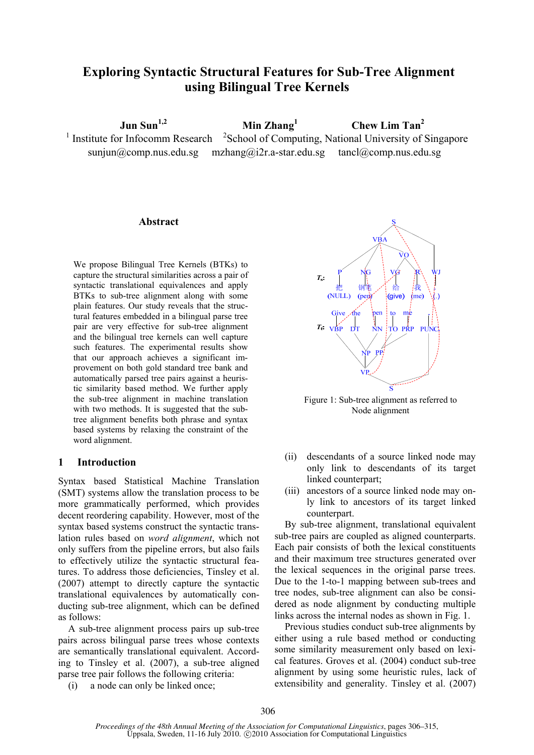# Exploring Syntactic Structural Features for Sub-Tree Alignment using Bilingual Tree Kernels

**Jun Sun**[1,2] **Min Zhang**[1] **Chew Lim Tan**[2]

[1] Institute for Infocomm Research [2]School of Computing, National University of Singapore

sunjun@comp.nus.edu.sg mzhang@i2r.a-star.edu.sg tancl@comp.nus.edu.sg

## Abstract

We propose Bilingual Tree Kernels (BTKs) to capture the structural similarities across a pair of syntactic translational equivalences and apply BTKs to sub-tree alignment along with some plain features. Our study reveals that the structural features embedded in a bilingual parse tree pair are very effective for sub-tree alignment and the bilingual tree kernels can well capture such features. The experimental results show that our approach achieves a significant improvement on both gold standard tree bank and automatically parsed tree pairs against a heuristic similarity based method. We further apply the sub-tree alignment in machine translation with two methods. It is suggested that the sub-tree alignment benefits both phrase and syntax based systems by relaxing the constraint of the word alignment.

## 1 Introduction

Syntax based Statistical Machine Translation (SMT) systems allow the translation process to be more grammatically performed, which provides decent reordering capability. However, most of the syntax based systems construct the syntactic translation rules based on *word alignment*, which not only suffers from the pipeline errors, but also fails to effectively utilize the syntactic structural features. To address those deficiencies, Tinsley et al. (2007) attempt to directly capture the syntactic translational equivalences by automatically conducting sub-tree alignment, which can be defined as follows:

A sub-tree alignment process pairs up sub-tree pairs across bilingual parse trees whose contexts are semantically translational equivalent. According to Tinsley et al. (2007), a sub-tree aligned parse tree pair follows the following criteria:

(i) a node can only be linked once;

(ii) descendants of a source linked node may only link to descendants of its target linked counterpart;

(iii) ancestors of a source linked node may only link to ancestors of its target linked counterpart.

Figure 1: Sub-tree alignment as referred to Node alignment

By sub-tree alignment, translational equivalent sub-tree pairs are coupled as aligned counterparts. Each pair consists of both the lexical constituents and their maximum tree structures generated over the lexical sequences in the original parse trees. Due to the 1-to-1 mapping between sub-trees and tree nodes, sub-tree alignment can also be considered as node alignment by conducting multiple links across the internal nodes as shown in Fig. 1.

Previous studies conduct sub-tree alignments by either using a rule based method or conducting some similarity measurement only based on lexical features. Groves et al. (2004) conduct sub-tree alignment by using some heuristic rules, lack of extensibility and generality. Tinsley et al. (2007)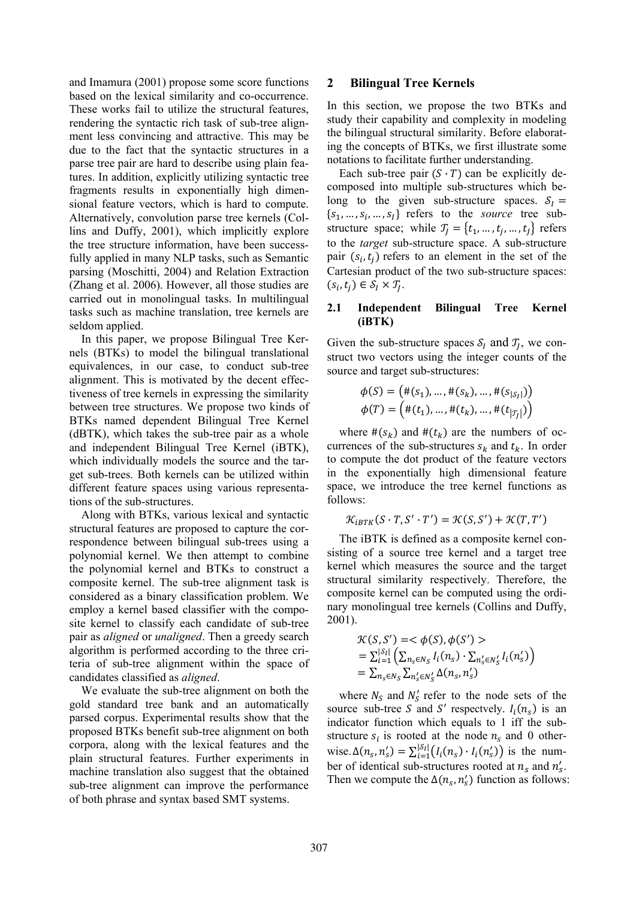and Imamura (2001) propose some score functions based on the lexical similarity and co-occurrence. These works fail to utilize the structural features, rendering the syntactic rich task of sub-tree alignment less convincing and attractive. This may be due to the fact that the syntactic structures in a parse tree pair are hard to describe using plain features. In addition, explicitly utilizing syntactic tree fragments results in exponentially high dimensional feature vectors, which is hard to compute. Alternatively, convolution parse tree kernels (Collins and Duffy, 2001), which implicitly explore the tree structure information, have been successfully applied in many NLP tasks, such as Semantic parsing (Moschitti, 2004) and Relation Extraction (Zhang et al. 2006). However, all those studies are carried out in monolingual tasks. In multilingual tasks such as machine translation, tree kernels are seldom applied.

In this paper, we propose Bilingual Tree Kernels (BTKs) to model the bilingual translational equivalences, in our case, to conduct sub-tree alignment. This is motivated by the decent effectiveness of tree kernels in expressing the similarity between tree structures. We propose two kinds of BTKs named dependent Bilingual Tree Kernel (dBTK), which takes the sub-tree pair as a whole and independent Bilingual Tree Kernel (iBTK), which individually models the source and the target sub-trees. Both kernels can be utilized within different feature spaces using various representations of the sub-structures.

Along with BTKs, various lexical and syntactic structural features are proposed to capture the correspondence between bilingual sub-trees using a polynomial kernel. We then attempt to combine the polynomial kernel and BTKs to construct a composite kernel. The sub-tree alignment task is considered as a binary classification problem. We employ a kernel based classifier with the composite kernel to classify each candidate of sub-tree pair as *aligned* or *unaligned*. Then a greedy search algorithm is performed according to the three criteria of sub-tree alignment within the space of candidates classified as *aligned*.

We evaluate the sub-tree alignment on both the gold standard tree bank and an automatically parsed corpus. Experimental results show that the proposed BTKs benefit sub-tree alignment on both corpora, along with the lexical features and the plain structural features. Further experiments in machine translation also suggest that the obtained sub-tree alignment can improve the performance of both phrase and syntax based SMT systems.

## 2 Bilingual Tree Kernels

In this section, we propose the two BTKs and study their capability and complexity in modeling the bilingual structural similarity. Before elaborating the concepts of BTKs, we first illustrate some notations to facilitate further understanding.

Each sub-tree pair $(S \cdot T)$ can be explicitly decomposed into multiple sub-structures which belong to the given sub-structure spaces. $\mathcal{S}_I = \{s_1, \ldots, s_i, \ldots, s_I\}$ refers to the *source* tree sub-structure space; while $\mathcal{T}_J = \{t_1, \ldots, t_j, \ldots, t_J\}$ refers to the *target* sub-structure space. A sub-structure pair $(s_i, t_j)$ refers to an element in the set of the Cartesian product of the two sub-structure spaces: $(s_i, t_j) \in \mathcal{S}_I \times \mathcal{T}_J$.

### 2.1 Independent Bilingual Tree Kernel (iBTK)

Given the sub-structure spaces $\mathcal{S}_I$ and $\mathcal{T}_J$, we construct two vectors using the integer counts of the source and target sub-structures:

$$\phi(S) = \left(\#(s_1), \ldots, \#(s_k), \ldots, \#(s_{|\mathcal{S}_I|})\right)$$
$$\phi(T) = \left(\#(t_1), \ldots, \#(t_k), \ldots, \#(t_{|\mathcal{T}_J|})\right)$$

where $\#(s_k)$ and $\#(t_k)$ are the numbers of occurrences of the sub-structures $s_k$ and $t_k$. In order to compute the dot product of the feature vectors in the exponentially high dimensional feature space, we introduce the tree kernel functions as follows:

$$\mathcal{K}_{iBTK}(S \cdot T, S' \cdot T') = \mathcal{K}(S, S') + \mathcal{K}(T, T')$$

The iBTK is defined as a composite kernel consisting of a source tree kernel and a target tree kernel which measures the source and the target structural similarity respectively. Therefore, the composite kernel can be computed using the ordinary monolingual tree kernels (Collins and Duffy, 2001).

$$\begin{aligned}
\mathcal{K}(S, S') &= <\phi(S), \phi(S')> \\
&= \sum_{i=1}^{|\mathcal{S}_I|} \left( \sum_{n_s \in N_S} I_i(n_s) \cdot \sum_{n'_s \in N'_S} I_i(n'_s) \right) \\
&= \sum_{n_s \in N_S} \sum_{n'_s \in N'_S} \Delta(n_s, n'_s)
\end{aligned}$$

where $N_S$ and $N'_S$ refer to the node sets of the source sub-tree $S$ and $S'$ respectvely. $I_i(n_s)$ is an indicator function which equals to 1 iff the sub-structure $s_i$ is rooted at the node $n_s$ and 0 otherwise. $\Delta(n_s, n'_s) = \sum_{i=1}^{|\mathcal{S}_I|} \left( I_i(n_s) \cdot I_i(n'_s) \right)$ is the number of identical sub-structures rooted at $n_s$ and $n'_s$. Then we compute the $\Delta(n_s, n'_s)$ function as follows: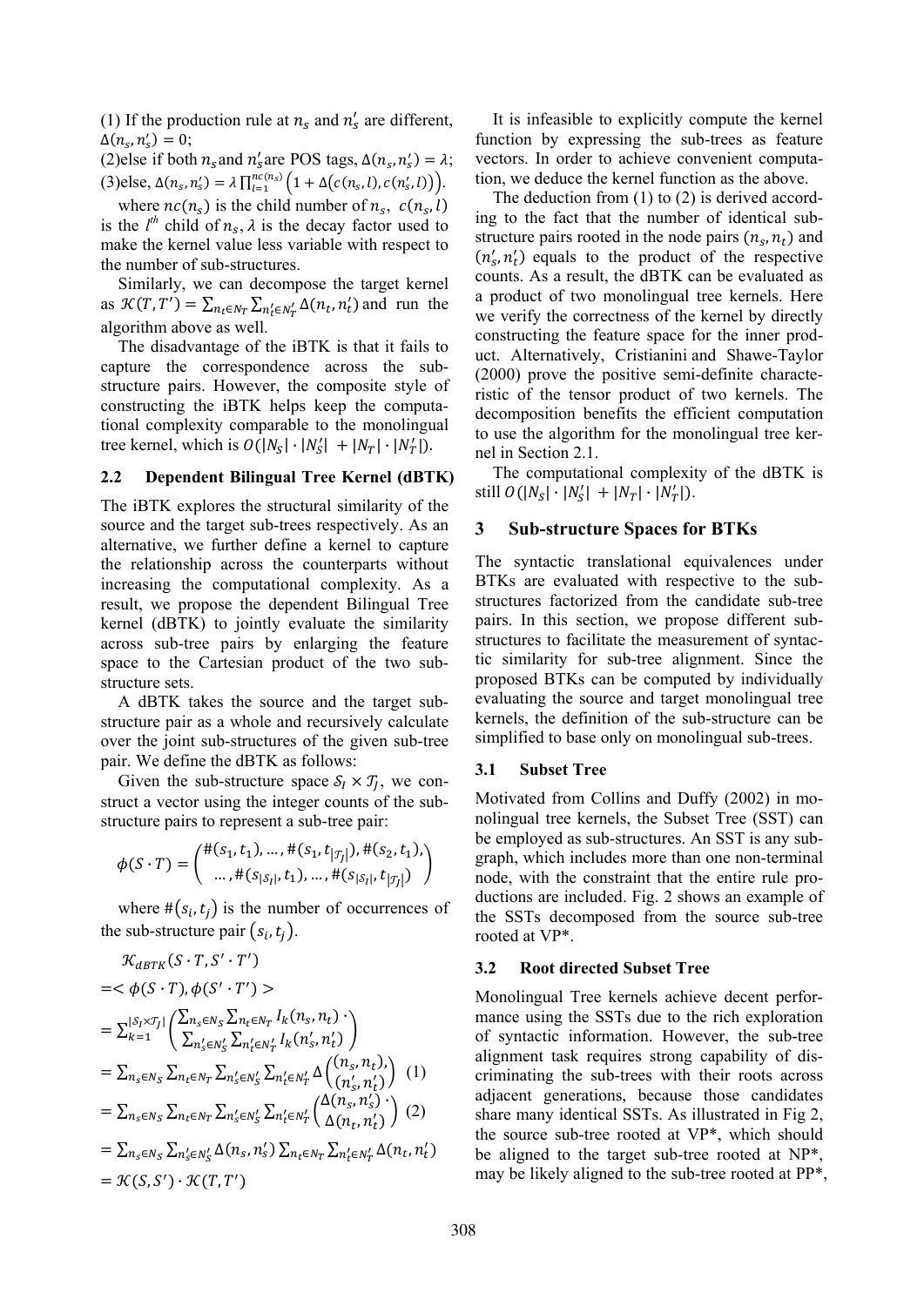(1) If the production rule at $n_s$ and $n'_s$ are different, $\Delta(n_s, n'_s) = 0$;

(2)else if both $n_s$ and $n'_s$ are POS tags, $\Delta(n_s, n'_s) = \lambda$;

(3)else, $\Delta(n_s, n'_s) = \lambda \prod_{l=1}^{nc(n_s)} \left(1 + \Delta(c(n_s, l), c(n'_s, l))\right)$.

where $nc(n_s)$ is the child number of $n_s$, $c(n_s, l)$ is the $l^{th}$ child of $n_s$, $\lambda$ is the decay factor used to make the kernel value less variable with respect to the number of sub-structures.

Similarly, we can decompose the target kernel as $\mathcal{K}(T, T') = \sum_{n_t \in N_T} \sum_{n'_t \in N'_T} \Delta(n_t, n'_t)$ and run the algorithm above as well.

The disadvantage of the iBTK is that it fails to capture the correspondence across the sub-structure pairs. However, the composite style of constructing the iBTK helps keep the computational complexity comparable to the monolingual tree kernel, which is $O(|N_S| \cdot |N'_S| + |N_T| \cdot |N'_T|)$.

### 2.2 Dependent Bilingual Tree Kernel (dBTK)

The iBTK explores the structural similarity of the source and the target sub-trees respectively. As an alternative, we further define a kernel to capture the relationship across the counterparts without increasing the computational complexity. As a result, we propose the dependent Bilingual Tree kernel (dBTK) to jointly evaluate the similarity across sub-tree pairs by enlarging the feature space to the Cartesian product of the two sub-structure sets.

A dBTK takes the source and the target sub-structure pair as a whole and recursively calculate over the joint sub-structures of the given sub-tree pair. We define the dBTK as follows:

Given the sub-structure space $\mathcal{S}_I \times \mathcal{T}_J$, we construct a vector using the integer counts of the sub-structure pairs to represent a sub-tree pair:

$$\phi(S \cdot T) = \begin{pmatrix} \#(s_1, t_1), \ldots, \#(s_1, t_{|\mathcal{T}_J|}), \#(s_2, t_1), \\ \ldots, \#(s_{|\mathcal{S}_I|}, t_1), \ldots, \#(s_{|\mathcal{S}_I|}, t_{|\mathcal{T}_J|}) \end{pmatrix}$$

where $\#(s_i, t_j)$ is the number of occurrences of the sub-structure pair $(s_i, t_j)$.

$$\begin{aligned}
&\mathcal{K}_{dBTK}(S \cdot T, S' \cdot T') \\
&= <\phi(S \cdot T), \phi(S' \cdot T')> \\
&= \sum_{k=1}^{|\mathcal{S}_I \times \mathcal{T}_J|} \begin{pmatrix} \sum_{n_s \in N_S} \sum_{n_t \in N_T} I_k(n_s, n_t) \cdot \\ \sum_{n'_s \in N'_S} \sum_{n'_t \in N'_T} I_k(n'_s, n'_t) \end{pmatrix} \\
&= \sum_{n_s \in N_S} \sum_{n_t \in N_T} \sum_{n'_s \in N'_S} \sum_{n'_t \in N'_T} \Delta \begin{pmatrix} (n_s, n_t), \\ (n'_s, n'_t) \end{pmatrix} \quad (1) \\
&= \sum_{n_s \in N_S} \sum_{n_t \in N_T} \sum_{n'_s \in N'_S} \sum_{n'_t \in N'_T} \begin{pmatrix} \Delta(n_s, n'_s) \cdot \\ \Delta(n_t, n'_t) \end{pmatrix} \quad (2) \\
&= \sum_{n_s \in N_S} \sum_{n'_s \in N'_S} \Delta(n_s, n'_s) \sum_{n_t \in N_T} \sum_{n'_t \in N'_T} \Delta(n_t, n'_t) \\
&= \mathcal{K}(S, S') \cdot \mathcal{K}(T, T')
\end{aligned}$$

It is infeasible to explicitly compute the kernel function by expressing the sub-trees as feature vectors. In order to achieve convenient computation, we deduce the kernel function as the above.

The deduction from (1) to (2) is derived according to the fact that the number of identical sub-structure pairs rooted in the node pairs $(n_s, n_t)$ and $(n'_s, n'_t)$ equals to the product of the respective counts. As a result, the dBTK can be evaluated as a product of two monolingual tree kernels. Here we verify the correctness of the kernel by directly constructing the feature space for the inner product. Alternatively, Cristianini and Shawe-Taylor (2000) prove the positive semi-definite characteristic of the tensor product of two kernels. The decomposition benefits the efficient computation to use the algorithm for the monolingual tree kernel in Section 2.1.

The computational complexity of the dBTK is still $O(|N_S| \cdot |N'_S| + |N_T| \cdot |N'_T|)$.

## 3 Sub-structure Spaces for BTKs

The syntactic translational equivalences under BTKs are evaluated with respective to the sub-structures factorized from the candidate sub-tree pairs. In this section, we propose different sub-structures to facilitate the measurement of syntactic similarity for sub-tree alignment. Since the proposed BTKs can be computed by individually evaluating the source and target monolingual tree kernels, the definition of the sub-structure can be simplified to base only on monolingual sub-trees.

### 3.1 Subset Tree

Motivated from Collins and Duffy (2002) in monolingual tree kernels, the Subset Tree (SST) can be employed as sub-structures. An SST is any sub-graph, which includes more than one non-terminal node, with the constraint that the entire rule productions are included. Fig. 2 shows an example of the SSTs decomposed from the source sub-tree rooted at VP*.

### 3.2 Root directed Subset Tree

Monolingual Tree kernels achieve decent performance using the SSTs due to the rich exploration of syntactic information. However, the sub-tree alignment task requires strong capability of discriminating the sub-trees with their roots across adjacent generations, because those candidates share many identical SSTs. As illustrated in Fig 2, the source sub-tree rooted at VP*, which should be aligned to the target sub-tree rooted at NP*, may be likely aligned to the sub-tree rooted at PP*,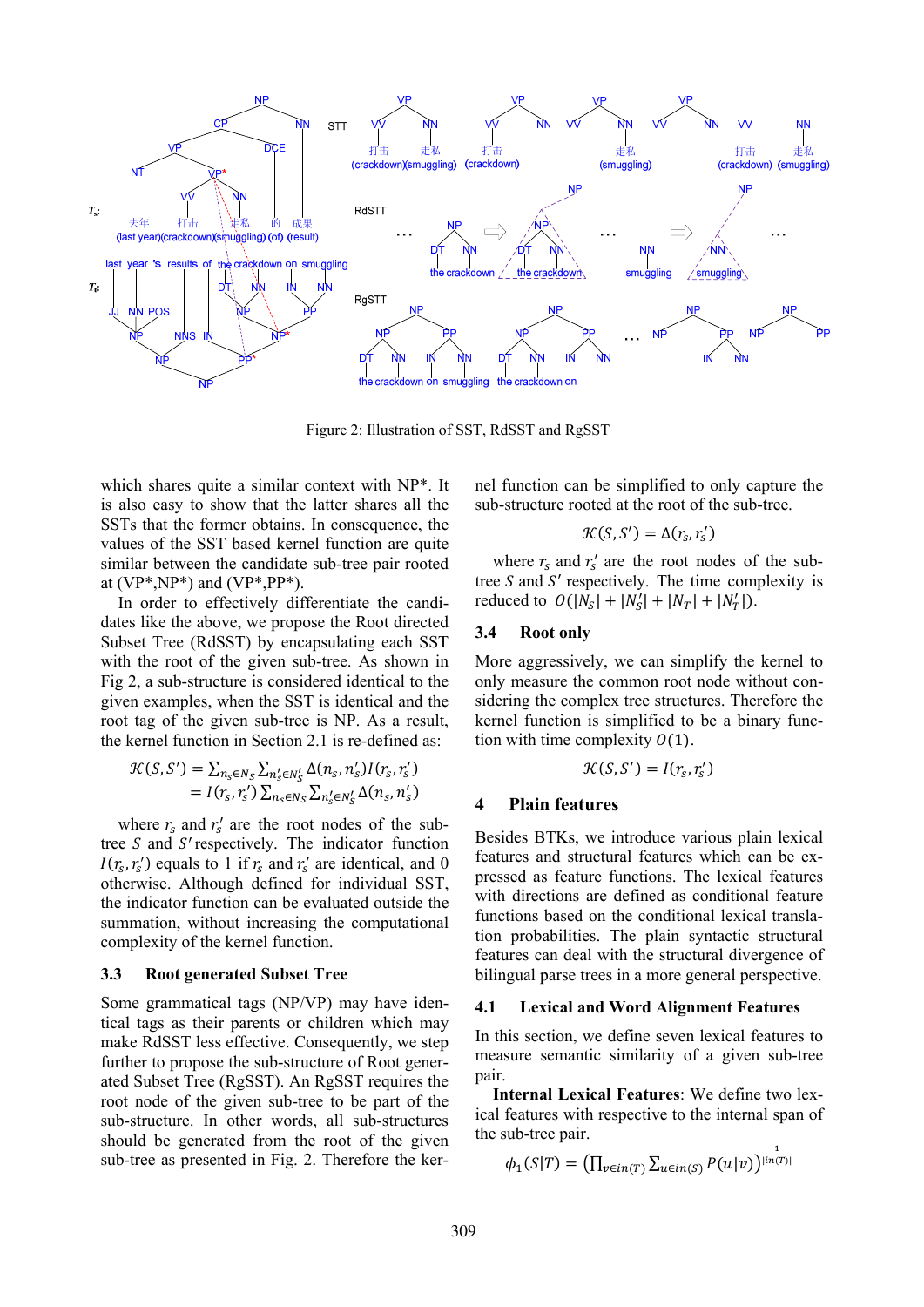Figure 2: Illustration of SST, RdSST and RgSST

which shares quite a similar context with NP*. It is also easy to show that the latter shares all the SSTs that the former obtains. In consequence, the values of the SST based kernel function are quite similar between the candidate sub-tree pair rooted at (VP*,NP*) and (VP*,PP*).

In order to effectively differentiate the candidates like the above, we propose the Root directed Subset Tree (RdSST) by encapsulating each SST with the root of the given sub-tree. As shown in Fig 2, a sub-structure is considered identical to the given examples, when the SST is identical and the root tag of the given sub-tree is NP. As a result, the kernel function in Section 2.1 is re-defined as:

$$\begin{aligned}\mathcal{K}(S,S') &= \sum_{n_s \in N_S} \sum_{n'_s \in N'_S} \Delta(n_s, n'_s) I(r_s, r'_s) \\ &= I(r_s, r'_s) \sum_{n_s \in N_S} \sum_{n'_s \in N'_S} \Delta(n_s, n'_s)\end{aligned}$$

where $r_s$ and $r'_s$ are the root nodes of the sub-tree $S$ and $S'$ respectively. The indicator function $I(r_s, r'_s)$ equals to 1 if $r_s$ and $r'_s$ are identical, and 0 otherwise. Although defined for individual SST, the indicator function can be evaluated outside the summation, without increasing the computational complexity of the kernel function.

### 3.3 Root generated Subset Tree

Some grammatical tags (NP/VP) may have identical tags as their parents or children which may make RdSST less effective. Consequently, we step further to propose the sub-structure of Root generated Subset Tree (RgSST). An RgSST requires the root node of the given sub-tree to be part of the sub-structure. In other words, all sub-structures should be generated from the root of the given sub-tree as presented in Fig. 2. Therefore the kernel function can be simplified to only capture the sub-structure rooted at the root of the sub-tree.

$$\mathcal{K}(S,S') = \Delta(r_s, r'_s)$$

where $r_s$ and $r'_s$ are the root nodes of the sub-tree $S$ and $S'$ respectively. The time complexity is reduced to $O(|N_S| + |N'_S| + |N_T| + |N'_T|)$.

### 3.4 Root only

More aggressively, we can simplify the kernel to only measure the common root node without considering the complex tree structures. Therefore the kernel function is simplified to be a binary function with time complexity $O(1)$.

$$\mathcal{K}(S,S') = I(r_s, r'_s)$$

## 4 Plain features

Besides BTKs, we introduce various plain lexical features and structural features which can be expressed as feature functions. The lexical features with directions are defined as conditional feature functions based on the conditional lexical translation probabilities. The plain syntactic structural features can deal with the structural divergence of bilingual parse trees in a more general perspective.

### 4.1 Lexical and Word Alignment Features

In this section, we define seven lexical features to measure semantic similarity of a given sub-tree pair.

**Internal Lexical Features**: We define two lexical features with respective to the internal span of the sub-tree pair.

$$\phi_1(S|T) = \left(\prod_{v \in in(T)} \sum_{u \in in(S)} P(u|v)\right)^{\frac{1}{|in(T)|}}$$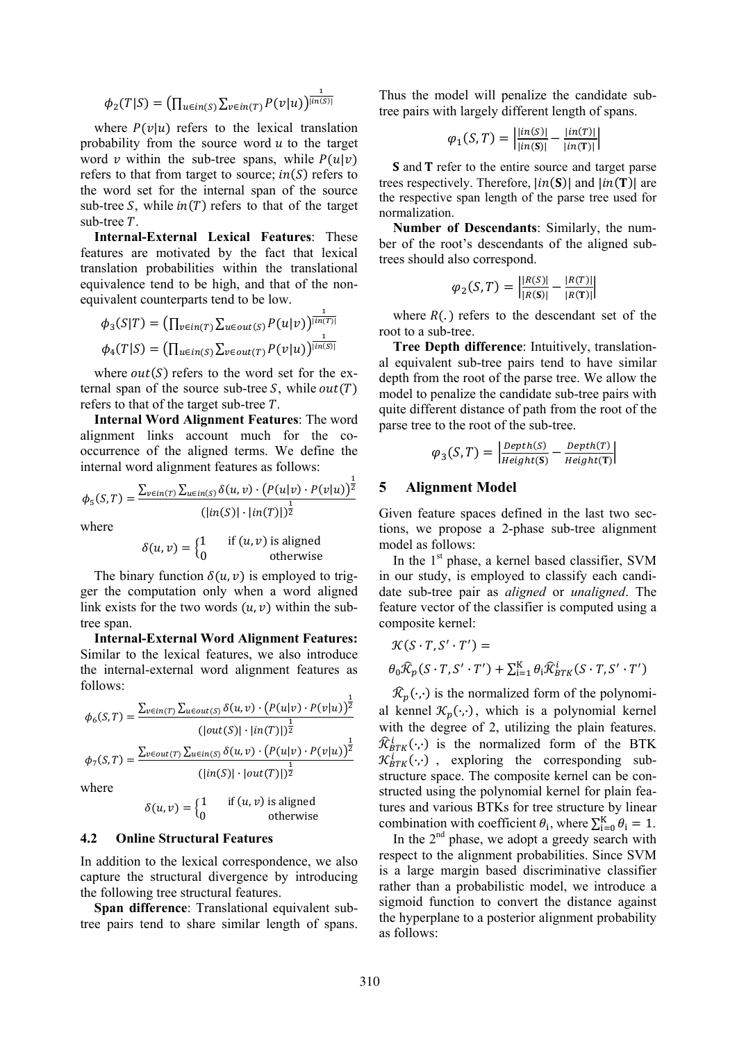$$\phi_2(T|S) = \left(\prod_{u \in in(S)} \sum_{v \in in(T)} P(v|u)\right)^{\frac{1}{|in(S)|}}$$

where $P(v|u)$ refers to the lexical translation probability from the source word $u$ to the target word $v$ within the sub-tree spans, while $P(u|v)$ refers to that from target to source; $in(S)$ refers to the word set for the internal span of the source sub-tree $S$, while $in(T)$ refers to that of the target sub-tree $T$.

**Internal-External Lexical Features**: These features are motivated by the fact that lexical translation probabilities within the translational equivalence tend to be high, and that of the non-equivalent counterparts tend to be low.

$$\phi_3(S|T) = \left(\prod_{v \in in(T)} \sum_{u \in out(S)} P(u|v)\right)^{\frac{1}{|in(T)|}}$$

$$\phi_4(T|S) = \left(\prod_{u \in in(S)} \sum_{v \in out(T)} P(v|u)\right)^{\frac{1}{|in(S)|}}$$

where $out(S)$ refers to the word set for the external span of the source sub-tree $S$, while $out(T)$ refers to that of the target sub-tree $T$.

**Internal Word Alignment Features**: The word alignment links account much for the co-occurrence of the aligned terms. We define the internal word alignment features as follows:

$$\phi_5(S,T) = \frac{\sum_{v \in in(T)} \sum_{u \in in(S)} \delta(u,v) \cdot \left(P(u|v) \cdot P(v|u)\right)^{\frac{1}{2}}}{\left(|in(S)| \cdot |in(T)|\right)^{\frac{1}{2}}}$$

where

$$\delta(u,v) = \begin{cases} 1 & \text{if } (u,v) \text{ is aligned} \\ 0 & \text{otherwise} \end{cases}$$

The binary function $\delta(u,v)$ is employed to trigger the computation only when a word aligned link exists for the two words $(u,v)$ within the sub-tree span.

**Internal-External Word Alignment Features:** Similar to the lexical features, we also introduce the internal-external word alignment features as follows:

$$\phi_6(S,T) = \frac{\sum_{v \in in(T)} \sum_{u \in out(S)} \delta(u,v) \cdot \left(P(u|v) \cdot P(v|u)\right)^{\frac{1}{2}}}{\left(|out(S)| \cdot |in(T)|\right)^{\frac{1}{2}}}$$

$$\phi_7(S,T) = \frac{\sum_{v \in out(T)} \sum_{u \in in(S)} \delta(u,v) \cdot \left(P(u|v) \cdot P(v|u)\right)^{\frac{1}{2}}}{\left(|in(S)| \cdot |out(T)|\right)^{\frac{1}{2}}}$$

where

$$\delta(u,v) = \begin{cases} 1 & \text{if } (u,v) \text{ is aligned} \\ 0 & \text{otherwise} \end{cases}$$

### 4.2 Online Structural Features

In addition to the lexical correspondence, we also capture the structural divergence by introducing the following tree structural features.

**Span difference**: Translational equivalent sub-tree pairs tend to share similar length of spans. Thus the model will penalize the candidate sub-tree pairs with largely different length of spans.

$$\varphi_1(S,T) = \left|\frac{|in(S)|}{|in(\mathbf{S})|} - \frac{|in(T)|}{|in(\mathbf{T})|}\right|$$

**S** and **T** refer to the entire source and target parse trees respectively. Therefore, $|in(\mathbf{S})|$ and $|in(\mathbf{T})|$ are the respective span length of the parse tree used for normalization.

**Number of Descendants**: Similarly, the number of the root's descendants of the aligned sub-trees should also correspond.

$$\varphi_2(S,T) = \left|\frac{|R(S)|}{|R(\mathbf{S})|} - \frac{|R(T)|}{|R(\mathbf{T})|}\right|$$

where $R(.)$ refers to the descendant set of the root to a sub-tree.

**Tree Depth difference**: Intuitively, translational equivalent sub-tree pairs tend to have similar depth from the root of the parse tree. We allow the model to penalize the candidate sub-tree pairs with quite different distance of path from the root of the parse tree to the root of the sub-tree.

$$\varphi_3(S,T) = \left|\frac{Depth(S)}{Height(\mathbf{S})} - \frac{Depth(T)}{Height(\mathbf{T})}\right|$$

## 5 Alignment Model

Given feature spaces defined in the last two sections, we propose a 2-phase sub-tree alignment model as follows:

In the 1[st] phase, a kernel based classifier, SVM in our study, is employed to classify each candidate sub-tree pair as *aligned* or *unaligned*. The feature vector of the classifier is computed using a composite kernel:

$$\mathcal{K}(S \cdot T, S' \cdot T') =$$
$$\theta_0 \hat{\mathcal{K}}_p(S \cdot T, S' \cdot T') + \sum_{i=1}^{K} \theta_i \hat{\mathcal{K}}_{BTK}^i(S \cdot T, S' \cdot T')$$

$\hat{\mathcal{K}}_p(\cdot,\cdot)$ is the normalized form of the polynomial kennel $\mathcal{K}_p(\cdot,\cdot)$, which is a polynomial kernel with the degree of 2, utilizing the plain features. $\hat{\mathcal{K}}_{BTK}^i(\cdot,\cdot)$ is the normalized form of the BTK $\mathcal{K}_{BTK}^i(\cdot,\cdot)$, exploring the corresponding substructure space. The composite kernel can be constructed using the polynomial kernel for plain features and various BTKs for tree structure by linear combination with coefficient $\theta_i$, where $\sum_{i=0}^{K} \theta_i = 1$.

In the 2[nd] phase, we adopt a greedy search with respect to the alignment probabilities. Since SVM is a large margin based discriminative classifier rather than a probabilistic model, we introduce a sigmoid function to convert the distance against the hyperplane to a posterior alignment probability as follows: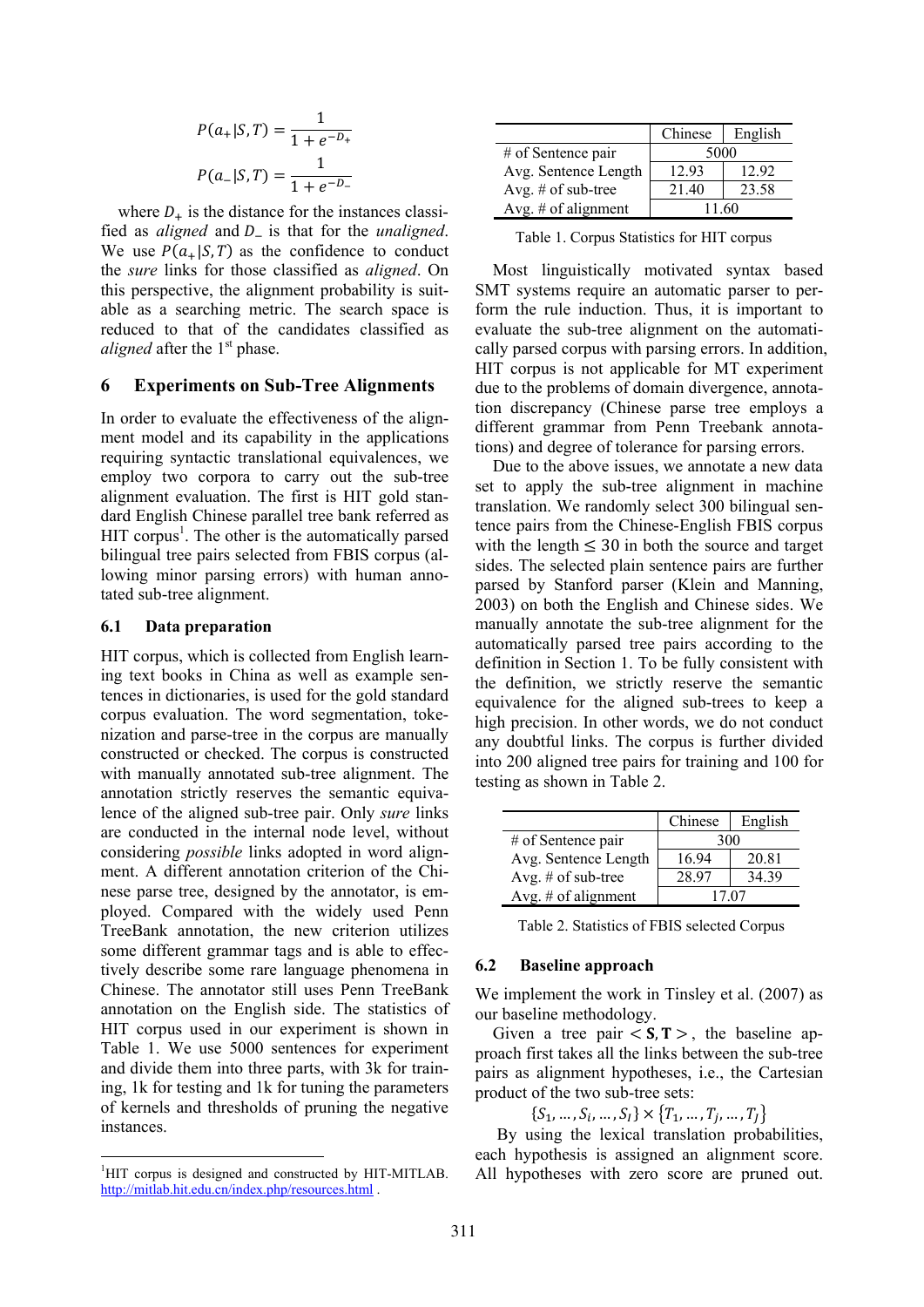$$P(a_+|S,T) = \frac{1}{1+e^{-D_+}}$$

$$P(a_-|S,T) = \frac{1}{1+e^{-D_-}}$$

where $D_+$ is the distance for the instances classified as *aligned* and $D_-$ is that for the *unaligned*. We use $P(a_+|S,T)$ as the confidence to conduct the *sure* links for those classified as *aligned*. On this perspective, the alignment probability is suitable as a searching metric. The search space is reduced to that of the candidates classified as *aligned* after the 1st phase.

## 6 Experiments on Sub-Tree Alignments

In order to evaluate the effectiveness of the alignment model and its capability in the applications requiring syntactic translational equivalences, we employ two corpora to carry out the sub-tree alignment evaluation. The first is HIT gold standard English Chinese parallel tree bank referred as HIT corpus[1]. The other is the automatically parsed bilingual tree pairs selected from FBIS corpus (allowing minor parsing errors) with human annotated sub-tree alignment.

### 6.1 Data preparation

HIT corpus, which is collected from English learning text books in China as well as example sentences in dictionaries, is used for the gold standard corpus evaluation. The word segmentation, tokenization and parse-tree in the corpus are manually constructed or checked. The corpus is constructed with manually annotated sub-tree alignment. The annotation strictly reserves the semantic equivalence of the aligned sub-tree pair. Only *sure* links are conducted in the internal node level, without considering *possible* links adopted in word alignment. A different annotation criterion of the Chinese parse tree, designed by the annotator, is employed. Compared with the widely used Penn TreeBank annotation, the new criterion utilizes some different grammar tags and is able to effectively describe some rare language phenomena in Chinese. The annotator still uses Penn TreeBank annotation on the English side. The statistics of HIT corpus used in our experiment is shown in Table 1. We use 5000 sentences for experiment and divide them into three parts, with 3k for training, 1k for testing and 1k for tuning the parameters of kernels and thresholds of pruning the negative instances.

|  | Chinese | English |
|---|---|---|
| # of Sentence pair | 5000 | |
| Avg. Sentence Length | 12.93 | 12.92 |
| Avg. # of sub-tree | 21.40 | 23.58 |
| Avg. # of alignment | 11.60 | |

Table 1. Corpus Statistics for HIT corpus

Most linguistically motivated syntax based SMT systems require an automatic parser to perform the rule induction. Thus, it is important to evaluate the sub-tree alignment on the automatically parsed corpus with parsing errors. In addition, HIT corpus is not applicable for MT experiment due to the problems of domain divergence, annotation discrepancy (Chinese parse tree employs a different grammar from Penn Treebank annotations) and degree of tolerance for parsing errors.

Due to the above issues, we annotate a new data set to apply the sub-tree alignment in machine translation. We randomly select 300 bilingual sentence pairs from the Chinese-English FBIS corpus with the length $\leq 30$ in both the source and target sides. The selected plain sentence pairs are further parsed by Stanford parser (Klein and Manning, 2003) on both the English and Chinese sides. We manually annotate the sub-tree alignment for the automatically parsed tree pairs according to the definition in Section 1. To be fully consistent with the definition, we strictly reserve the semantic equivalence for the aligned sub-trees to keep a high precision. In other words, we do not conduct any doubtful links. The corpus is further divided into 200 aligned tree pairs for training and 100 for testing as shown in Table 2.

|  | Chinese | English |
|---|---|---|
| # of Sentence pair | 300 | |
| Avg. Sentence Length | 16.94 | 20.81 |
| Avg. # of sub-tree | 28.97 | 34.39 |
| Avg. # of alignment | 17.07 | |

Table 2. Statistics of FBIS selected Corpus

### 6.2 Baseline approach

We implement the work in Tinsley et al. (2007) as our baseline methodology.

Given a tree pair $< \mathbf{S}, \mathbf{T} >$, the baseline approach first takes all the links between the sub-tree pairs as alignment hypotheses, i.e., the Cartesian product of the two sub-tree sets:

$$\{S_1, \ldots, S_i, \ldots, S_I\} \times \{T_1, \ldots, T_j, \ldots, T_J\}$$

By using the lexical translation probabilities, each hypothesis is assigned an alignment score. All hypotheses with zero score are pruned out.

[1]HIT corpus is designed and constructed by HIT-MITLAB. http://mitlab.hit.edu.cn/index.php/resources.html .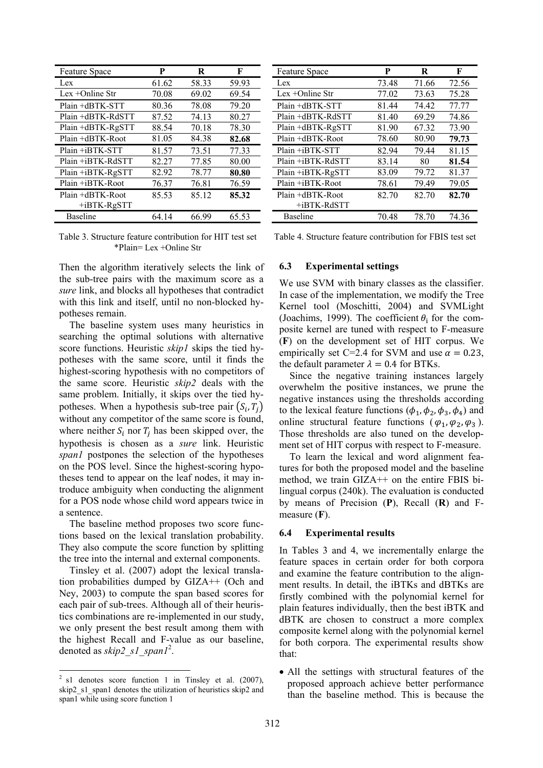| Feature Space | P | R | F |
|---|---|---|---|
| Lex | 61.62 | 58.33 | 59.93 |
| Lex +Online Str | 70.08 | 69.02 | 69.54 |
| Plain +dBTK-STT | 80.36 | 78.08 | 79.20 |
| Plain +dBTK-RdSTT | 87.52 | 74.13 | 80.27 |
| Plain +dBTK-RgSTT | 88.54 | 70.18 | 78.30 |
| Plain +dBTK-Root | 81.05 | 84.38 | **82.68** |
| Plain +iBTK-STT | 81.57 | 73.51 | 77.33 |
| Plain +iBTK-RdSTT | 82.27 | 77.85 | 80.00 |
| Plain +iBTK-RgSTT | 82.92 | 78.77 | **80.80** |
| Plain +iBTK-Root | 76.37 | 76.81 | 76.59 |
| Plain +dBTK-Root +iBTK-RgSTT | 85.53 | 85.12 | **85.32** |
| Baseline | 64.14 | 66.99 | 65.53 |

Table 3. Structure feature contribution for HIT test set
*Plain= Lex +Online Str

| Feature Space | P | R | F |
|---|---|---|---|
| Lex | 73.48 | 71.66 | 72.56 |
| Lex +Online Str | 77.02 | 73.63 | 75.28 |
| Plain +dBTK-STT | 81.44 | 74.42 | 77.77 |
| Plain +dBTK-RdSTT | 81.40 | 69.29 | 74.86 |
| Plain +dBTK-RgSTT | 81.90 | 67.32 | 73.90 |
| Plain +dBTK-Root | 78.60 | 80.90 | **79.73** |
| Plain +iBTK-STT | 82.94 | 79.44 | 81.15 |
| Plain +iBTK-RdSTT | 83.14 | 80 | **81.54** |
| Plain +iBTK-RgSTT | 83.09 | 79.72 | 81.37 |
| Plain +iBTK-Root | 78.61 | 79.49 | 79.05 |
| Plain +dBTK-Root +iBTK-RdSTT | 82.70 | 82.70 | **82.70** |
| Baseline | 70.48 | 78.70 | 74.36 |

Table 4. Structure feature contribution for FBIS test set

Then the algorithm iteratively selects the link of the sub-tree pairs with the maximum score as a *sure* link, and blocks all hypotheses that contradict with this link and itself, until no non-blocked hypotheses remain.

The baseline system uses many heuristics in searching the optimal solutions with alternative score functions. Heuristic *skip1* skips the tied hypotheses with the same score, until it finds the highest-scoring hypothesis with no competitors of the same score. Heuristic *skip2* deals with the same problem. Initially, it skips over the tied hypotheses. When a hypothesis sub-tree pair $(S_i, T_j)$ without any competitor of the same score is found, where neither $S_i$ nor $T_j$ has been skipped over, the hypothesis is chosen as a *sure* link. Heuristic *span1* postpones the selection of the hypotheses on the POS level. Since the highest-scoring hypotheses tend to appear on the leaf nodes, it may introduce ambiguity when conducting the alignment for a POS node whose child word appears twice in a sentence.

The baseline method proposes two score functions based on the lexical translation probability. They also compute the score function by splitting the tree into the internal and external components.

Tinsley et al. (2007) adopt the lexical translation probabilities dumped by GIZA++ (Och and Ney, 2003) to compute the span based scores for each pair of sub-trees. Although all of their heuristics combinations are re-implemented in our study, we only present the best result among them with the highest Recall and F-value as our baseline, denoted as *skip2_s1_span1*[2].

[2] s1 denotes score function 1 in Tinsley et al. (2007), skip2_s1_span1 denotes the utilization of heuristics skip2 and span1 while using score function 1

### 6.3 Experimental settings

We use SVM with binary classes as the classifier. In case of the implementation, we modify the Tree Kernel tool (Moschitti, 2004) and SVMLight (Joachims, 1999). The coefficient $\theta_i$ for the composite kernel are tuned with respect to F-measure (**F**) on the development set of HIT corpus. We empirically set C=2.4 for SVM and use $\alpha = 0.23$, the default parameter $\lambda = 0.4$ for BTKs.

Since the negative training instances largely overwhelm the positive instances, we prune the negative instances using the thresholds according to the lexical feature functions ($\phi_1, \phi_2, \phi_3, \phi_4$) and online structural feature functions ($\varphi_1, \varphi_2, \varphi_3$). Those thresholds are also tuned on the development set of HIT corpus with respect to F-measure.

To learn the lexical and word alignment features for both the proposed model and the baseline method, we train GIZA++ on the entire FBIS bilingual corpus (240k). The evaluation is conducted by means of Precision (**P**), Recall (**R**) and F-measure (**F**).

### 6.4 Experimental results

In Tables 3 and 4, we incrementally enlarge the feature spaces in certain order for both corpora and examine the feature contribution to the alignment results. In detail, the iBTKs and dBTKs are firstly combined with the polynomial kernel for plain features individually, then the best iBTK and dBTK are chosen to construct a more complex composite kernel along with the polynomial kernel for both corpora. The experimental results show that:

- All the settings with structural features of the proposed approach achieve better performance than the baseline method. This is because the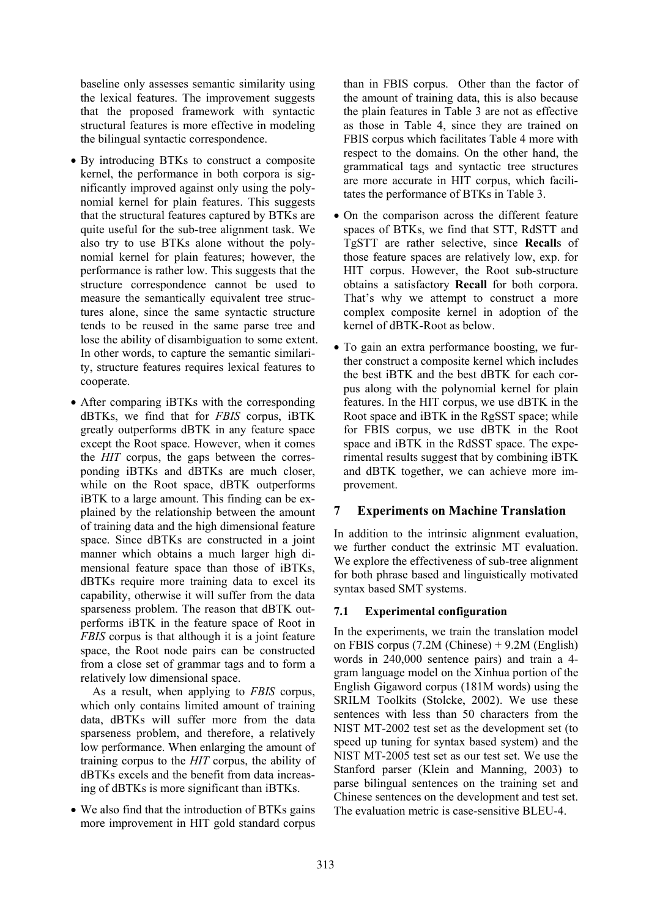baseline only assesses semantic similarity using the lexical features. The improvement suggests that the proposed framework with syntactic structural features is more effective in modeling the bilingual syntactic correspondence.

- By introducing BTKs to construct a composite kernel, the performance in both corpora is significantly improved against only using the polynomial kernel for plain features. This suggests that the structural features captured by BTKs are quite useful for the sub-tree alignment task. We also try to use BTKs alone without the polynomial kernel for plain features; however, the performance is rather low. This suggests that the structure correspondence cannot be used to measure the semantically equivalent tree structures alone, since the same syntactic structure tends to be reused in the same parse tree and lose the ability of disambiguation to some extent. In other words, to capture the semantic similarity, structure features requires lexical features to cooperate.
- After comparing iBTKs with the corresponding dBTKs, we find that for *FBIS* corpus, iBTK greatly outperforms dBTK in any feature space except the Root space. However, when it comes the *HIT* corpus, the gaps between the corresponding iBTKs and dBTKs are much closer, while on the Root space, dBTK outperforms iBTK to a large amount. This finding can be explained by the relationship between the amount of training data and the high dimensional feature space. Since dBTKs are constructed in a joint manner which obtains a much larger high dimensional feature space than those of iBTKs, dBTKs require more training data to excel its capability, otherwise it will suffer from the data sparseness problem. The reason that dBTK outperforms iBTK in the feature space of Root in *FBIS* corpus is that although it is a joint feature space, the Root node pairs can be constructed from a close set of grammar tags and to form a relatively low dimensional space.

  As a result, when applying to *FBIS* corpus, which only contains limited amount of training data, dBTKs will suffer more from the data sparseness problem, and therefore, a relatively low performance. When enlarging the amount of training corpus to the *HIT* corpus, the ability of dBTKs excels and the benefit from data increasing of dBTKs is more significant than iBTKs.
- We also find that the introduction of BTKs gains more improvement in HIT gold standard corpus than in FBIS corpus. Other than the factor of the amount of training data, this is also because the plain features in Table 3 are not as effective as those in Table 4, since they are trained on FBIS corpus which facilitates Table 4 more with respect to the domains. On the other hand, the grammatical tags and syntactic tree structures are more accurate in HIT corpus, which facilitates the performance of BTKs in Table 3.
- On the comparison across the different feature spaces of BTKs, we find that STT, RdSTT and TgSTT are rather selective, since **Recall**s of those feature spaces are relatively low, exp. for HIT corpus. However, the Root sub-structure obtains a satisfactory **Recall** for both corpora. That's why we attempt to construct a more complex composite kernel in adoption of the kernel of dBTK-Root as below.
- To gain an extra performance boosting, we further construct a composite kernel which includes the best iBTK and the best dBTK for each corpus along with the polynomial kernel for plain features. In the HIT corpus, we use dBTK in the Root space and iBTK in the RgSST space; while for FBIS corpus, we use dBTK in the Root space and iBTK in the RdSST space. The experimental results suggest that by combining iBTK and dBTK together, we can achieve more improvement.

## 7 Experiments on Machine Translation

In addition to the intrinsic alignment evaluation, we further conduct the extrinsic MT evaluation. We explore the effectiveness of sub-tree alignment for both phrase based and linguistically motivated syntax based SMT systems.

### 7.1 Experimental configuration

In the experiments, we train the translation model on FBIS corpus (7.2M (Chinese) + 9.2M (English) words in 240,000 sentence pairs) and train a 4-gram language model on the Xinhua portion of the English Gigaword corpus (181M words) using the SRILM Toolkits (Stolcke, 2002). We use these sentences with less than 50 characters from the NIST MT-2002 test set as the development set (to speed up tuning for syntax based system) and the NIST MT-2005 test set as our test set. We use the Stanford parser (Klein and Manning, 2003) to parse bilingual sentences on the training set and Chinese sentences on the development and test set. The evaluation metric is case-sensitive BLEU-4.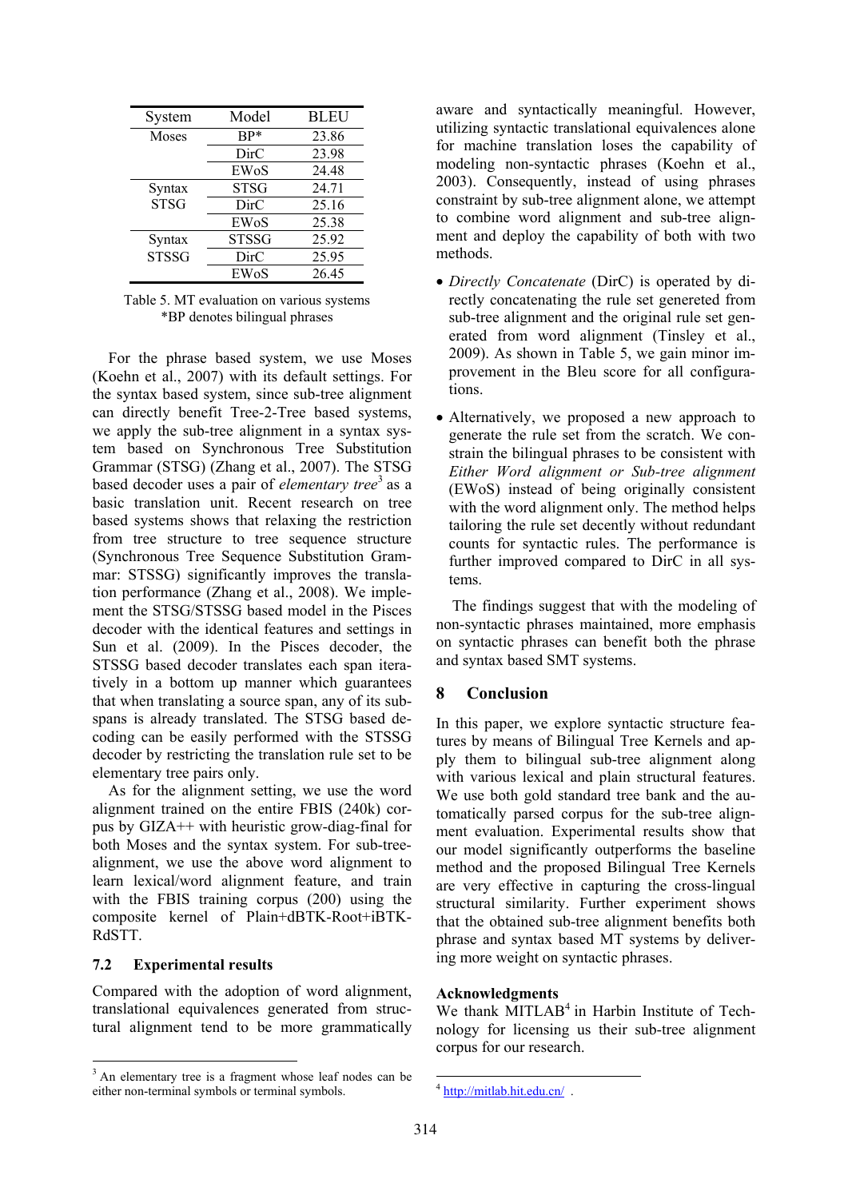| System | Model | BLEU |
| --- | --- | --- |
| Moses | BP* | 23.86 |
| | DirC | 23.98 |
| | EWoS | 24.48 |
| Syntax STSG | STSG | 24.71 |
| | DirC | 25.16 |
| | EWoS | 25.38 |
| Syntax STSSG | STSSG | 25.92 |
| | DirC | 25.95 |
| | EWoS | 26.45 |

Table 5. MT evaluation on various systems
*BP denotes bilingual phrases

For the phrase based system, we use Moses (Koehn et al., 2007) with its default settings. For the syntax based system, since sub-tree alignment can directly benefit Tree-2-Tree based systems, we apply the sub-tree alignment in a syntax system based on Synchronous Tree Substitution Grammar (STSG) (Zhang et al., 2007). The STSG based decoder uses a pair of *elementary tree*[3] as a basic translation unit. Recent research on tree based systems shows that relaxing the restriction from tree structure to tree sequence structure (Synchronous Tree Sequence Substitution Grammar: STSSG) significantly improves the translation performance (Zhang et al., 2008). We implement the STSG/STSSG based model in the Pisces decoder with the identical features and settings in Sun et al. (2009). In the Pisces decoder, the STSSG based decoder translates each span iteratively in a bottom up manner which guarantees that when translating a source span, any of its sub-spans is already translated. The STSG based decoding can be easily performed with the STSSG decoder by restricting the translation rule set to be elementary tree pairs only.

As for the alignment setting, we use the word alignment trained on the entire FBIS (240k) corpus by GIZA++ with heuristic grow-diag-final for both Moses and the syntax system. For sub-tree-alignment, we use the above word alignment to learn lexical/word alignment feature, and train with the FBIS training corpus (200) using the composite kernel of Plain+dBTK-Root+iBTK-RdSTT.

### 7.2 Experimental results

Compared with the adoption of word alignment, translational equivalences generated from structural alignment tend to be more grammatically aware and syntactically meaningful. However, utilizing syntactic translational equivalences alone for machine translation loses the capability of modeling non-syntactic phrases (Koehn et al., 2003). Consequently, instead of using phrases constraint by sub-tree alignment alone, we attempt to combine word alignment and sub-tree alignment and deploy the capability of both with two methods.

- *Directly Concatenate* (DirC) is operated by directly concatenating the rule set genereted from sub-tree alignment and the original rule set generated from word alignment (Tinsley et al., 2009). As shown in Table 5, we gain minor improvement in the Bleu score for all configurations.
- Alternatively, we proposed a new approach to generate the rule set from the scratch. We constrain the bilingual phrases to be consistent with *Either Word alignment or Sub-tree alignment* (EWoS) instead of being originally consistent with the word alignment only. The method helps tailoring the rule set decently without redundant counts for syntactic rules. The performance is further improved compared to DirC in all systems.

The findings suggest that with the modeling of non-syntactic phrases maintained, more emphasis on syntactic phrases can benefit both the phrase and syntax based SMT systems.

## 8 Conclusion

In this paper, we explore syntactic structure features by means of Bilingual Tree Kernels and apply them to bilingual sub-tree alignment along with various lexical and plain structural features. We use both gold standard tree bank and the automatically parsed corpus for the sub-tree alignment. Experimental results show that our model significantly outperforms the baseline method and the proposed Bilingual Tree Kernels are very effective in capturing the cross-lingual structural similarity. Further experiment shows that the obtained sub-tree alignment benefits both phrase and syntax based MT systems by delivering more weight on syntactic phrases.

**Acknowledgments**

We thank MITLAB[4] in Harbin Institute of Technology for licensing us their sub-tree alignment corpus for our research.

[3] An elementary tree is a fragment whose leaf nodes can be either non-terminal symbols or terminal symbols.

[4] http://mitlab.hit.edu.cn/ .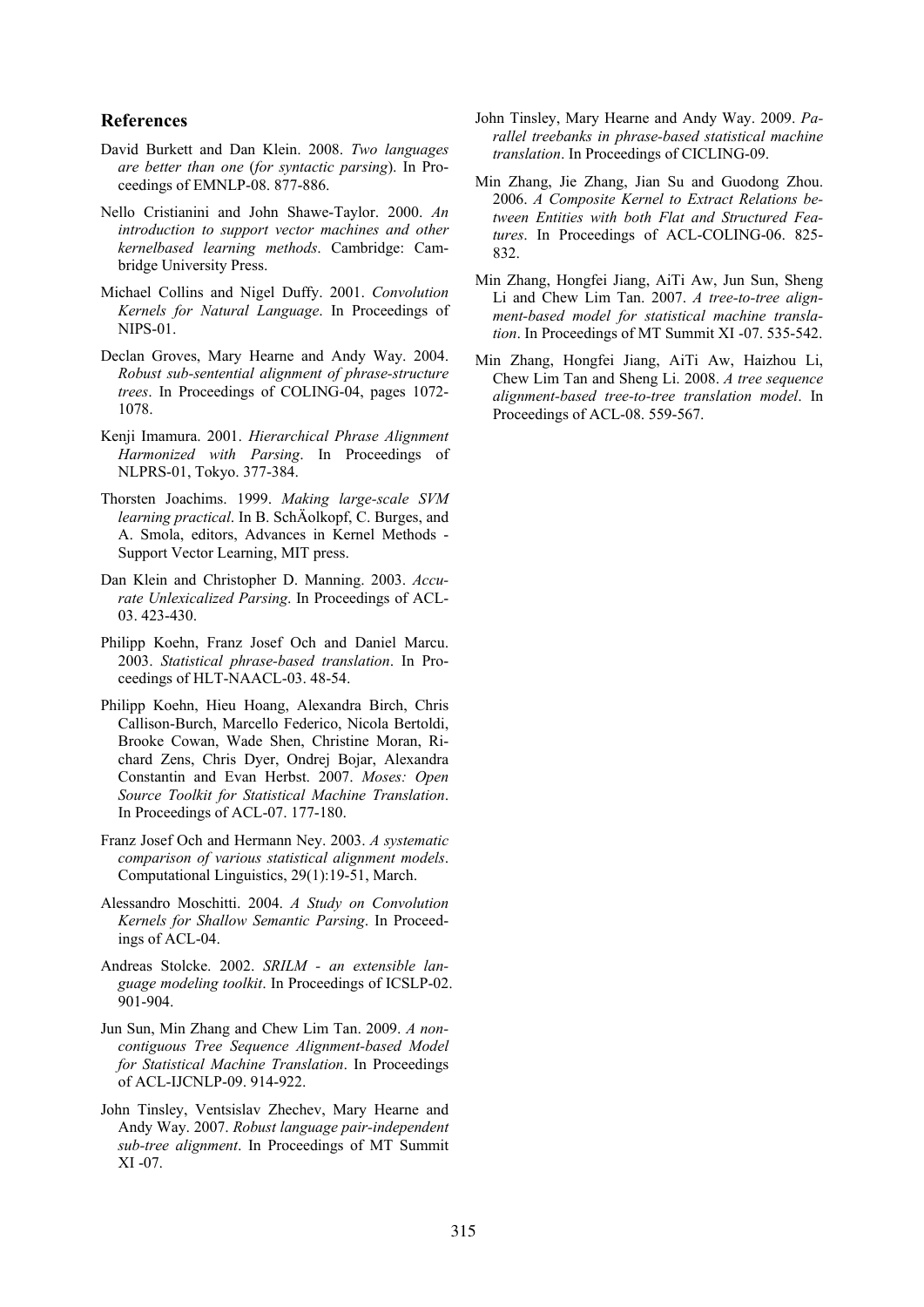## References

David Burkett and Dan Klein. 2008. *Two languages are better than one* (*for syntactic parsing*). In Proceedings of EMNLP-08. 877-886.

Nello Cristianini and John Shawe-Taylor. 2000. *An introduction to support vector machines and other kernelbased learning methods*. Cambridge: Cambridge University Press.

Michael Collins and Nigel Duffy. 2001. *Convolution Kernels for Natural Language*. In Proceedings of NIPS-01.

Declan Groves, Mary Hearne and Andy Way. 2004. *Robust sub-sentential alignment of phrase-structure trees*. In Proceedings of COLING-04, pages 1072-1078.

Kenji Imamura. 2001. *Hierarchical Phrase Alignment Harmonized with Parsing*. In Proceedings of NLPRS-01, Tokyo. 377-384.

Thorsten Joachims. 1999. *Making large-scale SVM learning practical*. In B. SchÄolkopf, C. Burges, and A. Smola, editors, Advances in Kernel Methods - Support Vector Learning, MIT press.

Dan Klein and Christopher D. Manning. 2003. *Accurate Unlexicalized Parsing*. In Proceedings of ACL-03. 423-430.

Philipp Koehn, Franz Josef Och and Daniel Marcu. 2003. *Statistical phrase-based translation*. In Proceedings of HLT-NAACL-03. 48-54.

Philipp Koehn, Hieu Hoang, Alexandra Birch, Chris Callison-Burch, Marcello Federico, Nicola Bertoldi, Brooke Cowan, Wade Shen, Christine Moran, Richard Zens, Chris Dyer, Ondrej Bojar, Alexandra Constantin and Evan Herbst. 2007. *Moses: Open Source Toolkit for Statistical Machine Translation*. In Proceedings of ACL-07. 177-180.

Franz Josef Och and Hermann Ney. 2003. *A systematic comparison of various statistical alignment models*. Computational Linguistics, 29(1):19-51, March.

Alessandro Moschitti. 2004. *A Study on Convolution Kernels for Shallow Semantic Parsing*. In Proceedings of ACL-04.

Andreas Stolcke. 2002. *SRILM - an extensible language modeling toolkit*. In Proceedings of ICSLP-02. 901-904.

Jun Sun, Min Zhang and Chew Lim Tan. 2009. *A non-contiguous Tree Sequence Alignment-based Model for Statistical Machine Translation*. In Proceedings of ACL-IJCNLP-09. 914-922.

John Tinsley, Ventsislav Zhechev, Mary Hearne and Andy Way. 2007. *Robust language pair-independent sub-tree alignment*. In Proceedings of MT Summit XI -07.

John Tinsley, Mary Hearne and Andy Way. 2009. *Parallel treebanks in phrase-based statistical machine translation*. In Proceedings of CICLING-09.

Min Zhang, Jie Zhang, Jian Su and Guodong Zhou. 2006. *A Composite Kernel to Extract Relations between Entities with both Flat and Structured Features*. In Proceedings of ACL-COLING-06. 825-832.

Min Zhang, Hongfei Jiang, AiTi Aw, Jun Sun, Sheng Li and Chew Lim Tan. 2007. *A tree-to-tree alignment-based model for statistical machine translation*. In Proceedings of MT Summit XI -07. 535-542.

Min Zhang, Hongfei Jiang, AiTi Aw, Haizhou Li, Chew Lim Tan and Sheng Li. 2008. *A tree sequence alignment-based tree-to-tree translation model*. In Proceedings of ACL-08. 559-567.